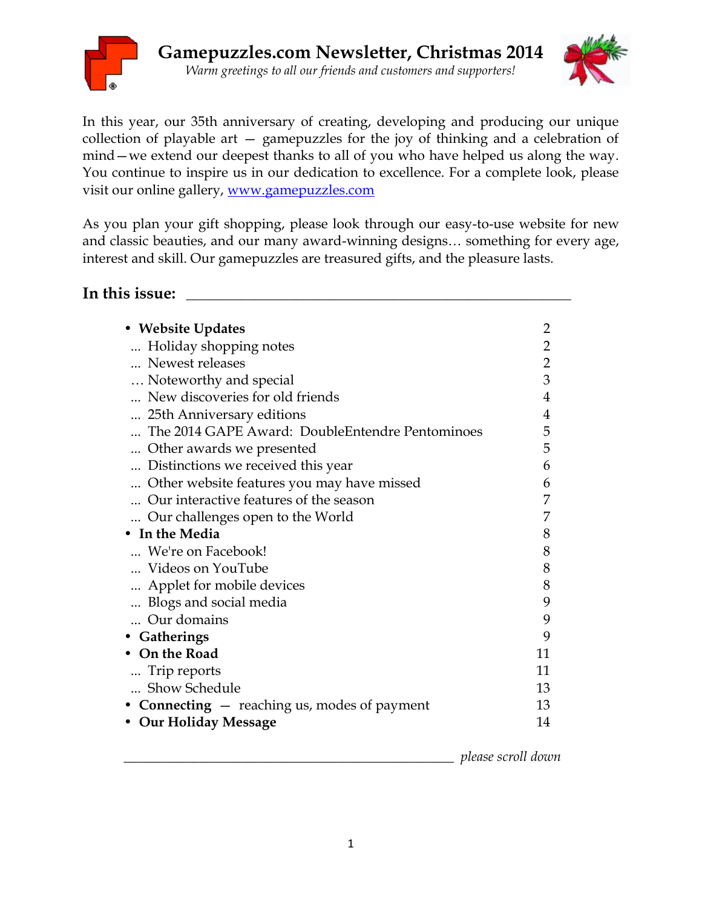# Gamepuzzles.com Newsletter, Christmas 2014

*Warm greetings to all our friends and customers and supporters!*

In this year, our 35th anniversary of creating, developing and producing our unique collection of playable art — gamepuzzles for the joy of thinking and a celebration of mind—we extend our deepest thanks to all of you who have helped us along the way. You continue to inspire us in our dedication to excellence. For a complete look, please visit our online gallery, [www.gamepuzzles.com](http://www.gamepuzzles.com)

As you plan your gift shopping, please look through our easy-to-use website for new and classic beauties, and our many award-winning designs… something for every age, interest and skill. Our gamepuzzles are treasured gifts, and the pleasure lasts.

## In this issue:

- **Website Updates** 2
  - ... Holiday shopping notes 2
  - ... Newest releases 2
  - … Noteworthy and special 3
  - ... New discoveries for old friends 4
  - ... 25th Anniversary editions 4
  - ... The 2014 GAPE Award: DoubleEntendre Pentominoes 5
  - ... Other awards we presented 5
  - ... Distinctions we received this year 6
  - ... Other website features you may have missed 6
  - ... Our interactive features of the season 7
  - ... Our challenges open to the World 7
- **In the Media** 8
  - ... We're on Facebook! 8
  - ... Videos on YouTube 8
  - ... Applet for mobile devices 8
  - ... Blogs and social media 9
  - ... Our domains 9
- **Gatherings** 9
- **On the Road** 11
  - ... Trip reports 11
  - ... Show Schedule 13
- **Connecting** — reaching us, modes of payment 13
- **Our Holiday Message** 14

*please scroll down*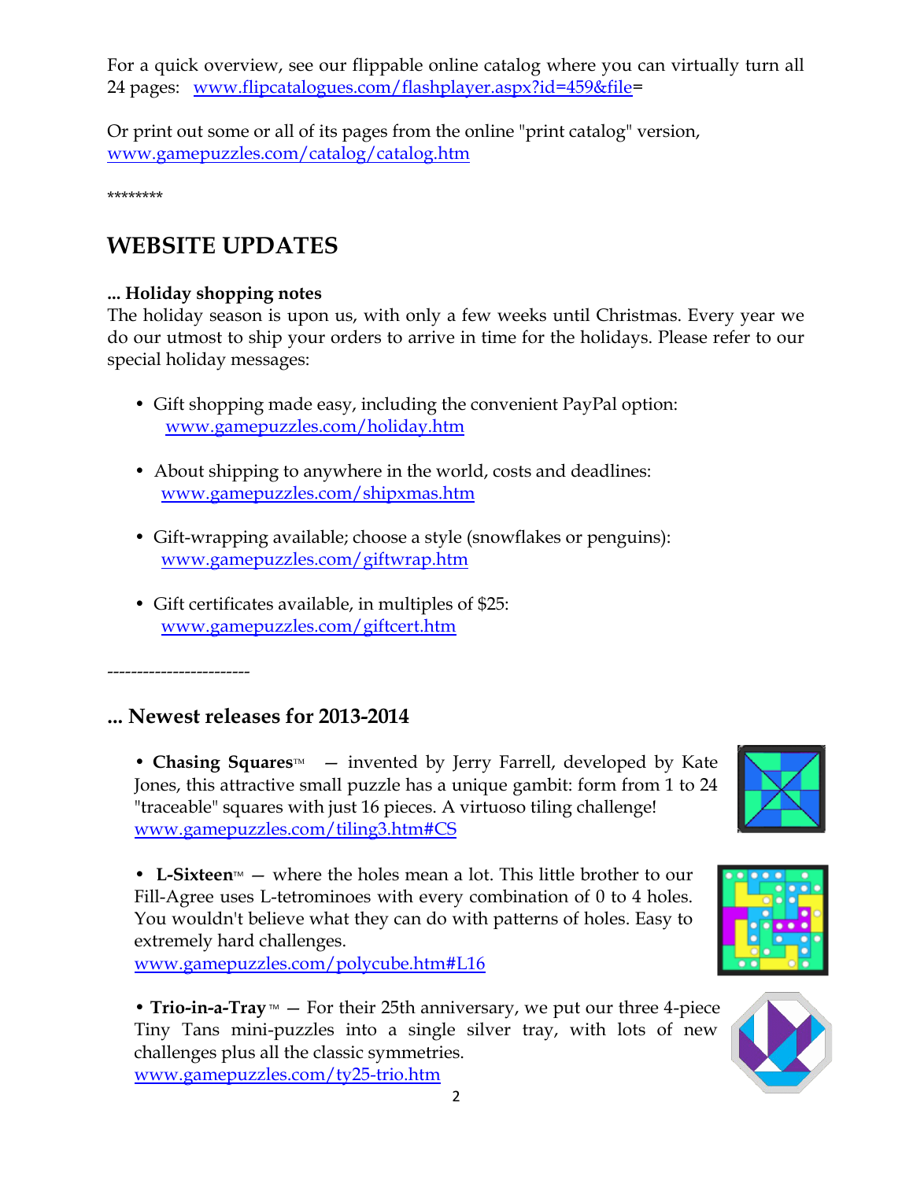For a quick overview, see our flippable online catalog where you can virtually turn all 24 pages: www.flipcatalogues.com/flashplayer.aspx?id=459&file=

Or print out some or all of its pages from the online "print catalog" version, www.gamepuzzles.com/catalog/catalog.htm

********

## WEBSITE UPDATES

**... Holiday shopping notes**

The holiday season is upon us, with only a few weeks until Christmas. Every year we do our utmost to ship your orders to arrive in time for the holidays. Please refer to our special holiday messages:

- Gift shopping made easy, including the convenient PayPal option: www.gamepuzzles.com/holiday.htm
- About shipping to anywhere in the world, costs and deadlines: www.gamepuzzles.com/shipxmas.htm
- Gift-wrapping available; choose a style (snowflakes or penguins): www.gamepuzzles.com/giftwrap.htm
- Gift certificates available, in multiples of $25: www.gamepuzzles.com/giftcert.htm

------------------------

### ... Newest releases for 2013-2014

• **Chasing Squares**™ — invented by Jerry Farrell, developed by Kate Jones, this attractive small puzzle has a unique gambit: form from 1 to 24 "traceable" squares with just 16 pieces. A virtuoso tiling challenge! www.gamepuzzles.com/tiling3.htm#CS

• **L-Sixteen**™ — where the holes mean a lot. This little brother to our Fill-Agree uses L-tetrominoes with every combination of 0 to 4 holes. You wouldn't believe what they can do with patterns of holes. Easy to extremely hard challenges. www.gamepuzzles.com/polycube.htm#L16

• **Trio-in-a-Tray**™ — For their 25th anniversary, we put our three 4-piece Tiny Tans mini-puzzles into a single silver tray, with lots of new challenges plus all the classic symmetries. www.gamepuzzles.com/ty25-trio.htm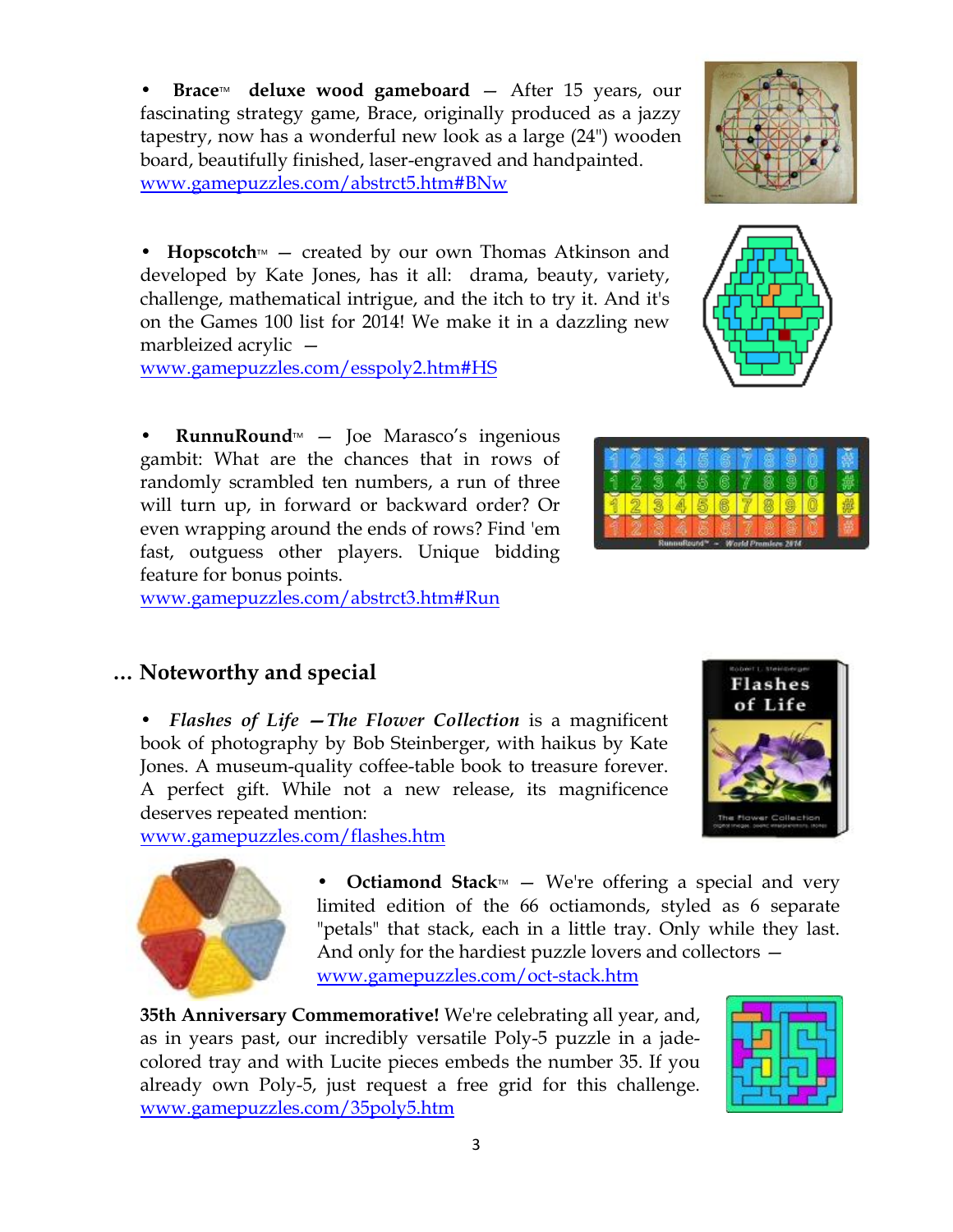- **Brace™ deluxe wood gameboard** — After 15 years, our fascinating strategy game, Brace, originally produced as a jazzy tapestry, now has a wonderful new look as a large (24") wooden board, beautifully finished, laser-engraved and handpainted. www.gamepuzzles.com/abstrct5.htm#BNw

- **Hopscotch™** — created by our own Thomas Atkinson and developed by Kate Jones, has it all: drama, beauty, variety, challenge, mathematical intrigue, and the itch to try it. And it's on the Games 100 list for 2014! We make it in a dazzling new marbleized acrylic — www.gamepuzzles.com/esspoly2.htm#HS

- **RunnuRound™** — Joe Marasco's ingenious gambit: What are the chances that in rows of randomly scrambled ten numbers, a run of three will turn up, in forward or backward order? Or even wrapping around the ends of rows? Find 'em fast, outguess other players. Unique bidding feature for bonus points. www.gamepuzzles.com/abstrct3.htm#Run

## … Noteworthy and special

- *Flashes of Life —The Flower Collection* is a magnificent book of photography by Bob Steinberger, with haikus by Kate Jones. A museum-quality coffee-table book to treasure forever. A perfect gift. While not a new release, its magnificence deserves repeated mention: www.gamepuzzles.com/flashes.htm

- **Octiamond Stack™** — We're offering a special and very limited edition of the 66 octiamonds, styled as 6 separate "petals" that stack, each in a little tray. Only while they last. And only for the hardiest puzzle lovers and collectors — www.gamepuzzles.com/oct-stack.htm

**35th Anniversary Commemorative!** We're celebrating all year, and, as in years past, our incredibly versatile Poly-5 puzzle in a jade-colored tray and with Lucite pieces embeds the number 35. If you already own Poly-5, just request a free grid for this challenge. www.gamepuzzles.com/35poly5.htm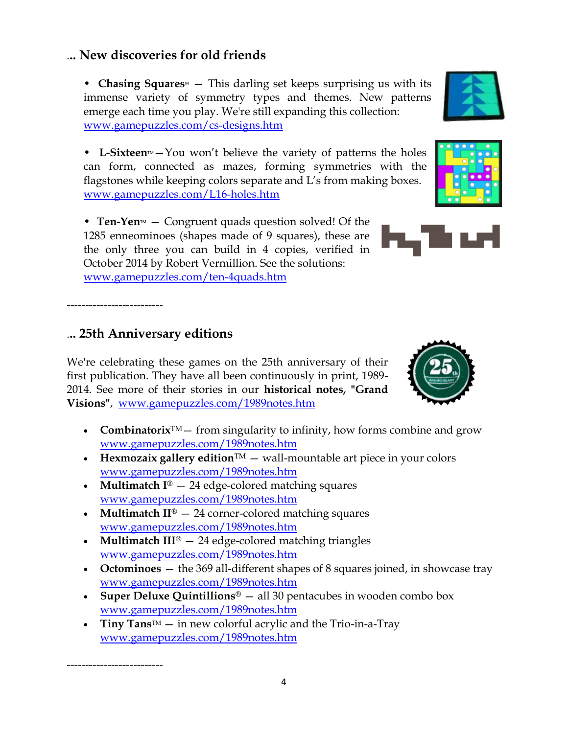## ... New discoveries for old friends

- **Chasing Squares**℠ — This darling set keeps surprising us with its immense variety of symmetry types and themes. New patterns emerge each time you play. We're still expanding this collection: www.gamepuzzles.com/cs-designs.htm

- **L-Sixteen**™ — You won't believe the variety of patterns the holes can form, connected as mazes, forming symmetries with the flagstones while keeping colors separate and L's from making boxes. www.gamepuzzles.com/L16-holes.htm

- **Ten-Yen**™ — Congruent quads question solved! Of the 1285 enneominoes (shapes made of 9 squares), these are the only three you can build in 4 copies, verified in October 2014 by Robert Vermillion. See the solutions: www.gamepuzzles.com/ten-4quads.htm

--------------------------

## ... 25th Anniversary editions

We're celebrating these games on the 25th anniversary of their first publication. They have all been continuously in print, 1989-2014. See more of their stories in our **historical notes, "Grand Visions"**, www.gamepuzzles.com/1989notes.htm

- **Combinatorix**™ — from singularity to infinity, how forms combine and grow www.gamepuzzles.com/1989notes.htm
- **Hexmozaix gallery edition**™ — wall-mountable art piece in your colors www.gamepuzzles.com/1989notes.htm
- **Multimatch I**® — 24 edge-colored matching squares www.gamepuzzles.com/1989notes.htm
- **Multimatch II**® — 24 corner-colored matching squares www.gamepuzzles.com/1989notes.htm
- **Multimatch III**® — 24 edge-colored matching triangles www.gamepuzzles.com/1989notes.htm
- **Octominoes** — the 369 all-different shapes of 8 squares joined, in showcase tray www.gamepuzzles.com/1989notes.htm
- **Super Deluxe Quintillions**® — all 30 pentacubes in wooden combo box www.gamepuzzles.com/1989notes.htm
- **Tiny Tans**™ — in new colorful acrylic and the Trio-in-a-Tray www.gamepuzzles.com/1989notes.htm

--------------------------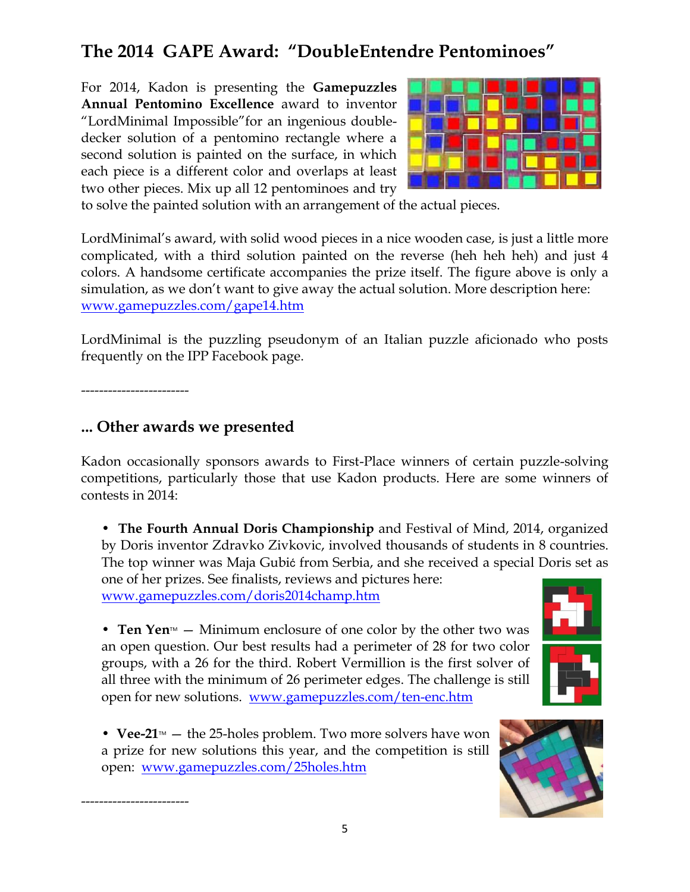## The 2014 GAPE Award: "DoubleEntendre Pentominoes"

For 2014, Kadon is presenting the **Gamepuzzles Annual Pentomino Excellence** award to inventor "LordMinimal Impossible"for an ingenious double-decker solution of a pentomino rectangle where a second solution is painted on the surface, in which each piece is a different color and overlaps at least two other pieces. Mix up all 12 pentominoes and try to solve the painted solution with an arrangement of the actual pieces.

LordMinimal's award, with solid wood pieces in a nice wooden case, is just a little more complicated, with a third solution painted on the reverse (heh heh heh) and just 4 colors. A handsome certificate accompanies the prize itself. The figure above is only a simulation, as we don't want to give away the actual solution. More description here: www.gamepuzzles.com/gape14.htm

LordMinimal is the puzzling pseudonym of an Italian puzzle aficionado who posts frequently on the IPP Facebook page.

------------------------

### ... Other awards we presented

Kadon occasionally sponsors awards to First-Place winners of certain puzzle-solving competitions, particularly those that use Kadon products. Here are some winners of contests in 2014:

- **The Fourth Annual Doris Championship** and Festival of Mind, 2014, organized by Doris inventor Zdravko Zivkovic, involved thousands of students in 8 countries. The top winner was Maja Gubić from Serbia, and she received a special Doris set as one of her prizes. See finalists, reviews and pictures here: www.gamepuzzles.com/doris2014champ.htm

- **Ten Yen**™ — Minimum enclosure of one color by the other two was an open question. Our best results had a perimeter of 28 for two color groups, with a 26 for the third. Robert Vermillion is the first solver of all three with the minimum of 26 perimeter edges. The challenge is still open for new solutions. www.gamepuzzles.com/ten-enc.htm

- **Vee-21**™ — the 25-holes problem. Two more solvers have won a prize for new solutions this year, and the competition is still open: www.gamepuzzles.com/25holes.htm

------------------------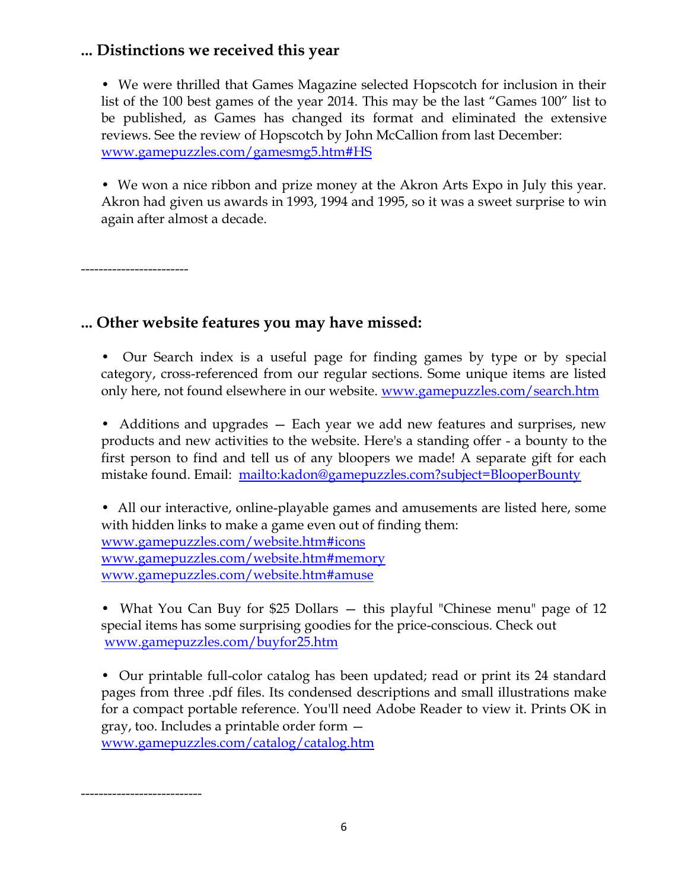## ... Distinctions we received this year

- We were thrilled that Games Magazine selected Hopscotch for inclusion in their list of the 100 best games of the year 2014. This may be the last "Games 100" list to be published, as Games has changed its format and eliminated the extensive reviews. See the review of Hopscotch by John McCallion from last December: www.gamepuzzles.com/gamesmg5.htm#HS

- We won a nice ribbon and prize money at the Akron Arts Expo in July this year. Akron had given us awards in 1993, 1994 and 1995, so it was a sweet surprise to win again after almost a decade.

-----------------------

## ... Other website features you may have missed:

- Our Search index is a useful page for finding games by type or by special category, cross-referenced from our regular sections. Some unique items are listed only here, not found elsewhere in our website. www.gamepuzzles.com/search.htm

- Additions and upgrades — Each year we add new features and surprises, new products and new activities to the website. Here's a standing offer - a bounty to the first person to find and tell us of any bloopers we made! A separate gift for each mistake found. Email: mailto:kadon@gamepuzzles.com?subject=BlooperBounty

- All our interactive, online-playable games and amusements are listed here, some with hidden links to make a game even out of finding them:
  www.gamepuzzles.com/website.htm#icons
  www.gamepuzzles.com/website.htm#memory
  www.gamepuzzles.com/website.htm#amuse

- What You Can Buy for $25 Dollars — this playful "Chinese menu" page of 12 special items has some surprising goodies for the price-conscious. Check out www.gamepuzzles.com/buyfor25.htm

- Our printable full-color catalog has been updated; read or print its 24 standard pages from three .pdf files. Its condensed descriptions and small illustrations make for a compact portable reference. You'll need Adobe Reader to view it. Prints OK in gray, too. Includes a printable order form — www.gamepuzzles.com/catalog/catalog.htm

--------------------------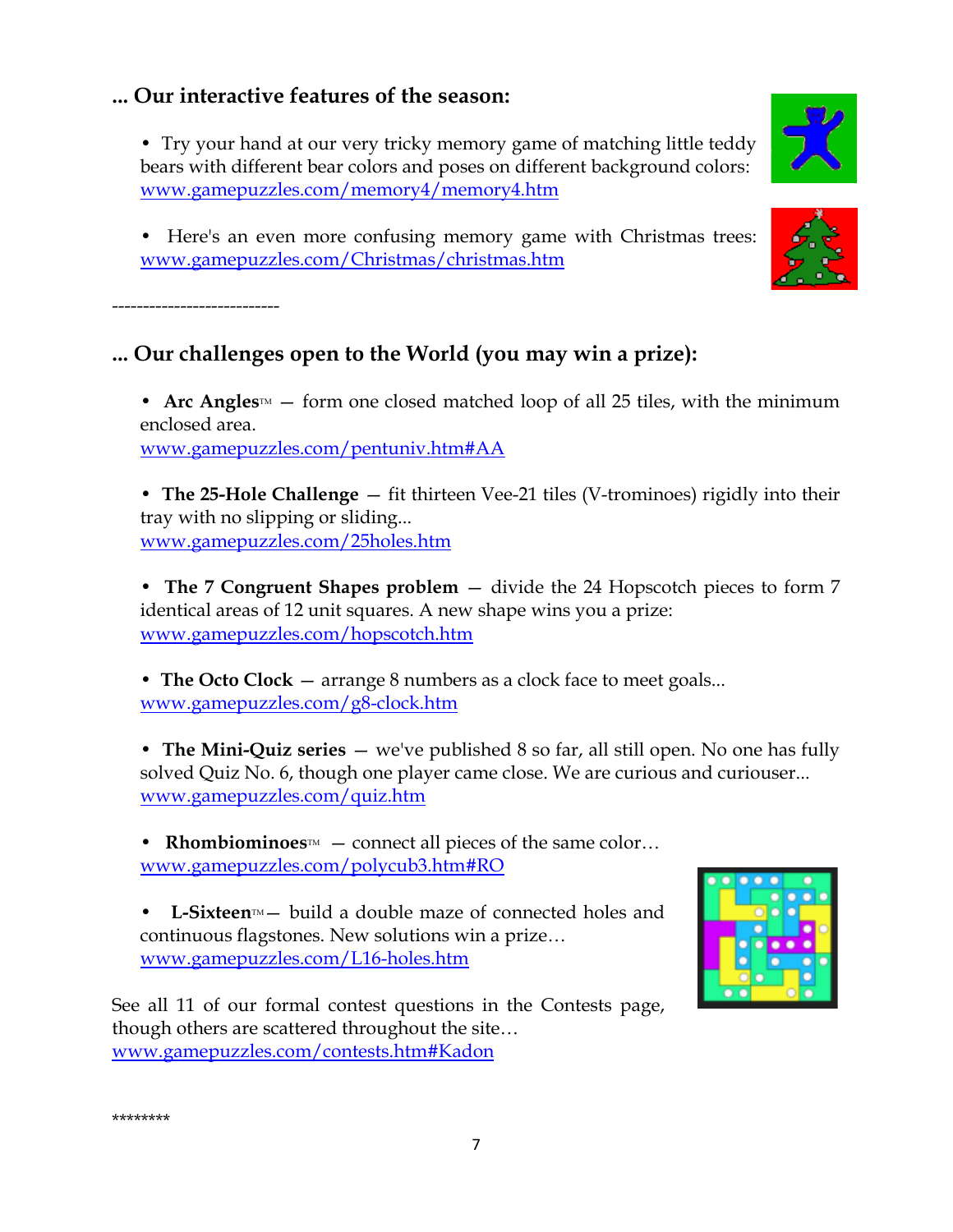## ... Our interactive features of the season:

- Try your hand at our very tricky memory game of matching little teddy bears with different bear colors and poses on different background colors: www.gamepuzzles.com/memory4/memory4.htm

- Here's an even more confusing memory game with Christmas trees: www.gamepuzzles.com/Christmas/christmas.htm

---------------------------

## ... Our challenges open to the World (you may win a prize):

- **Arc Angles**™ — form one closed matched loop of all 25 tiles, with the minimum enclosed area.
www.gamepuzzles.com/pentuniv.htm#AA

- **The 25-Hole Challenge** — fit thirteen Vee-21 tiles (V-trominoes) rigidly into their tray with no slipping or sliding...
www.gamepuzzles.com/25holes.htm

- **The 7 Congruent Shapes problem** — divide the 24 Hopscotch pieces to form 7 identical areas of 12 unit squares. A new shape wins you a prize:
www.gamepuzzles.com/hopscotch.htm

- **The Octo Clock** — arrange 8 numbers as a clock face to meet goals...
www.gamepuzzles.com/g8-clock.htm

- **The Mini-Quiz series** — we've published 8 so far, all still open. No one has fully solved Quiz No. 6, though one player came close. We are curious and curiouser...
www.gamepuzzles.com/quiz.htm

- **Rhombiominoes**™ — connect all pieces of the same color…
www.gamepuzzles.com/polycub3.htm#RO

- **L-Sixteen**™ — build a double maze of connected holes and continuous flagstones. New solutions win a prize…
www.gamepuzzles.com/L16-holes.htm

See all 11 of our formal contest questions in the Contests page, though others are scattered throughout the site…
www.gamepuzzles.com/contests.htm#Kadon

********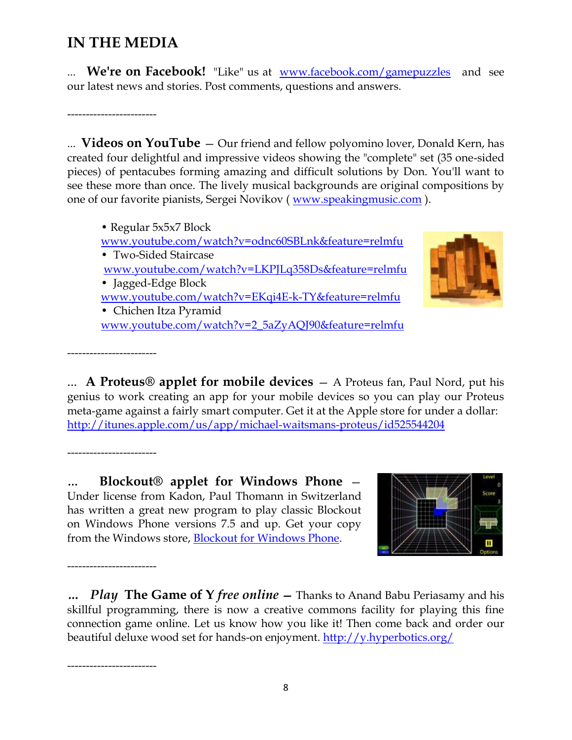# IN THE MEDIA

... **We're on Facebook!** "Like" us at www.facebook.com/gamepuzzles and see our latest news and stories. Post comments, questions and answers.

------------------------

... **Videos on YouTube** — Our friend and fellow polyomino lover, Donald Kern, has created four delightful and impressive videos showing the "complete" set (35 one-sided pieces) of pentacubes forming amazing and difficult solutions by Don. You'll want to see these more than once. The lively musical backgrounds are original compositions by one of our favorite pianists, Sergei Novikov ( www.speakingmusic.com ).

- Regular 5x5x7 Block
  www.youtube.com/watch?v=odnc60SBLnk&feature=relmfu
- Two-Sided Staircase
  www.youtube.com/watch?v=LKPJLq358Ds&feature=relmfu
- Jagged-Edge Block
  www.youtube.com/watch?v=EKqi4E-k-TY&feature=relmfu
- Chichen Itza Pyramid
  www.youtube.com/watch?v=2_5aZyAQJ90&feature=relmfu

------------------------

... **A Proteus® applet for mobile devices** — A Proteus fan, Paul Nord, put his genius to work creating an app for your mobile devices so you can play our Proteus meta-game against a fairly smart computer. Get it at the Apple store for under a dollar: http://itunes.apple.com/us/app/michael-waitsmans-proteus/id525544204

------------------------

... **Blockout® applet for Windows Phone** — Under license from Kadon, Paul Thomann in Switzerland has written a great new program to play classic Blockout on Windows Phone versions 7.5 and up. Get your copy from the Windows store, Blockout for Windows Phone.

------------------------

... ***Play* The Game of Y *free online*** — Thanks to Anand Babu Periasamy and his skillful programming, there is now a creative commons facility for playing this fine connection game online. Let us know how you like it! Then come back and order our beautiful deluxe wood set for hands-on enjoyment. http://y.hyperbotics.org/

------------------------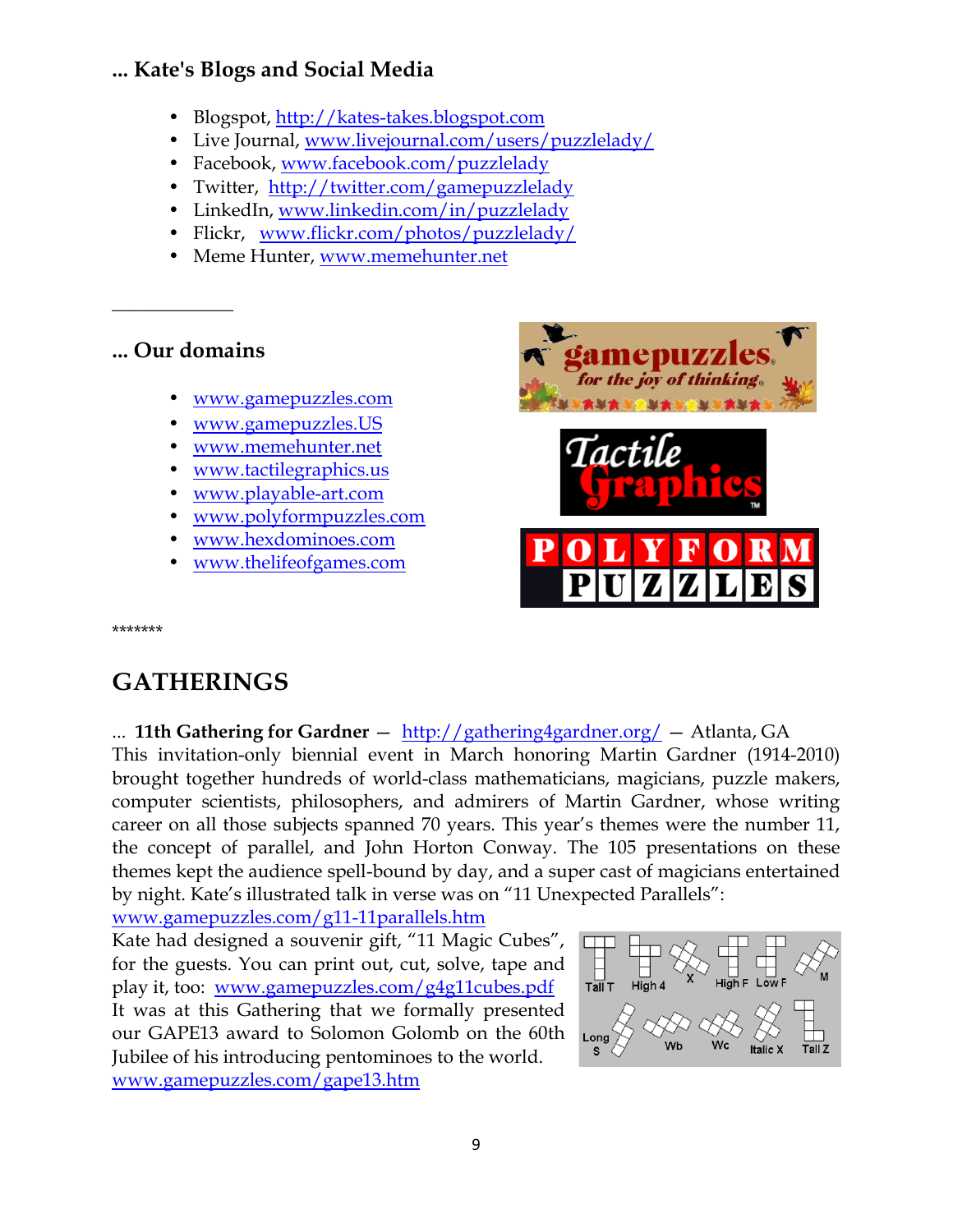### ... Kate's Blogs and Social Media

- Blogspot, http://kates-takes.blogspot.com
- Live Journal, www.livejournal.com/users/puzzlelady/
- Facebook, www.facebook.com/puzzlelady
- Twitter, http://twitter.com/gamepuzzlelady
- LinkedIn, www.linkedin.com/in/puzzlelady
- Flickr, www.flickr.com/photos/puzzlelady/
- Meme Hunter, www.memehunter.net

---

### ... Our domains

- www.gamepuzzles.com
- www.gamepuzzles.US
- www.memehunter.net
- www.tactilegraphics.us
- www.playable-art.com
- www.polyformpuzzles.com
- www.hexdominoes.com
- www.thelifeofgames.com

*******

## GATHERINGS

... **11th Gathering for Gardner** — http://gathering4gardner.org/ — Atlanta, GA
This invitation-only biennial event in March honoring Martin Gardner (1914-2010) brought together hundreds of world-class mathematicians, magicians, puzzle makers, computer scientists, philosophers, and admirers of Martin Gardner, whose writing career on all those subjects spanned 70 years. This year's themes were the number 11, the concept of parallel, and John Horton Conway. The 105 presentations on these themes kept the audience spell-bound by day, and a super cast of magicians entertained by night. Kate's illustrated talk in verse was on "11 Unexpected Parallels":
www.gamepuzzles.com/g11-11parallels.htm
Kate had designed a souvenir gift, "11 Magic Cubes", for the guests. You can print out, cut, solve, tape and play it, too: www.gamepuzzles.com/g4g11cubes.pdf
It was at this Gathering that we formally presented our GAPE13 award to Solomon Golomb on the 60th Jubilee of his introducing pentominoes to the world.
www.gamepuzzles.com/gape13.htm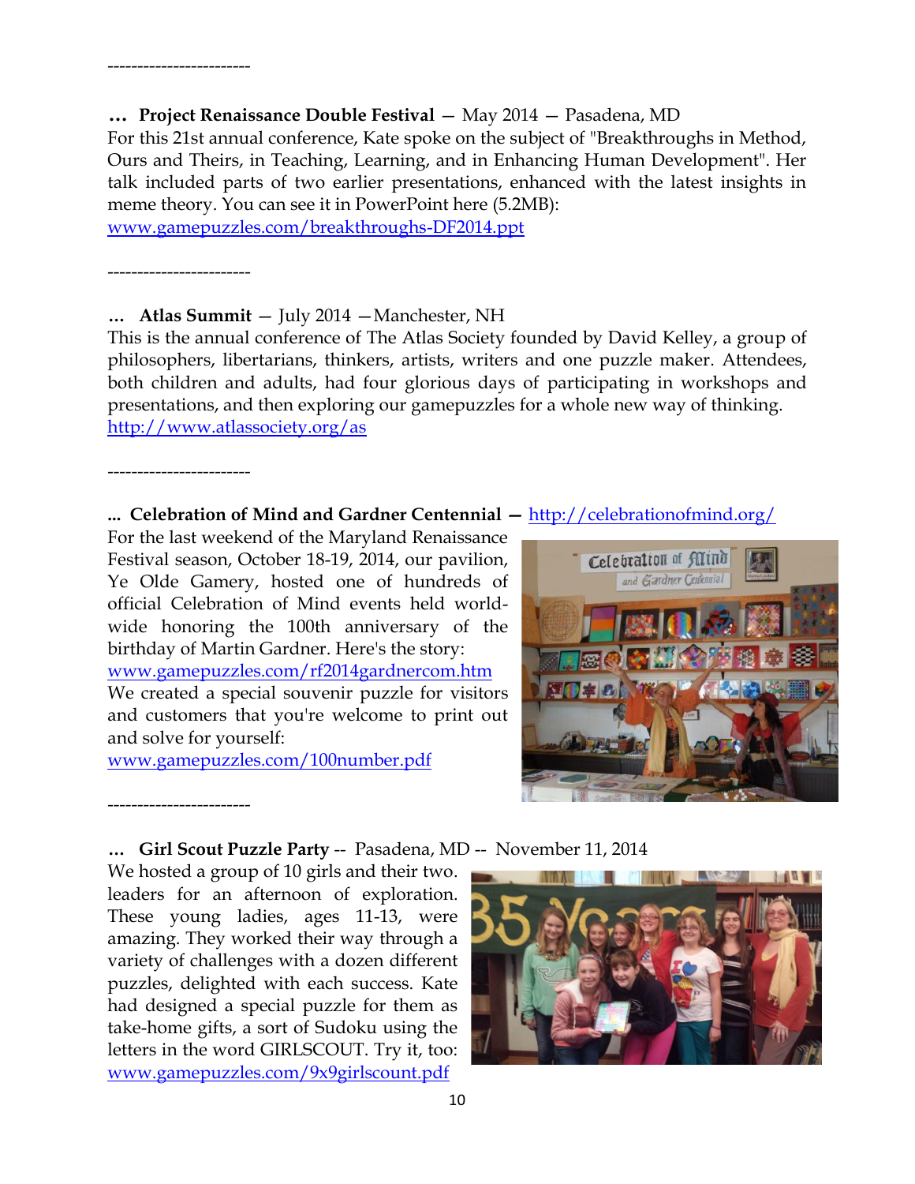------------------------

**… Project Renaissance Double Festival** — May 2014 — Pasadena, MD
For this 21st annual conference, Kate spoke on the subject of "Breakthroughs in Method, Ours and Theirs, in Teaching, Learning, and in Enhancing Human Development". Her talk included parts of two earlier presentations, enhanced with the latest insights in meme theory. You can see it in PowerPoint here (5.2MB):
www.gamepuzzles.com/breakthroughs-DF2014.ppt

------------------------

**… Atlas Summit** — July 2014 —Manchester, NH
This is the annual conference of The Atlas Society founded by David Kelley, a group of philosophers, libertarians, thinkers, artists, writers and one puzzle maker. Attendees, both children and adults, had four glorious days of participating in workshops and presentations, and then exploring our gamepuzzles for a whole new way of thinking.
http://www.atlassociety.org/as

------------------------

**... Celebration of Mind and Gardner Centennial —** http://celebrationofmind.org/
For the last weekend of the Maryland Renaissance Festival season, October 18-19, 2014, our pavilion, Ye Olde Gamery, hosted one of hundreds of official Celebration of Mind events held world-wide honoring the 100th anniversary of the birthday of Martin Gardner. Here's the story:
www.gamepuzzles.com/rf2014gardnercom.htm
We created a special souvenir puzzle for visitors and customers that you're welcome to print out and solve for yourself:
www.gamepuzzles.com/100number.pdf

------------------------

**… Girl Scout Puzzle Party** -- Pasadena, MD -- November 11, 2014
We hosted a group of 10 girls and their two leaders for an afternoon of exploration. These young ladies, ages 11-13, were amazing. They worked their way through a variety of challenges with a dozen different puzzles, delighted with each success. Kate had designed a special puzzle for them as take-home gifts, a sort of Sudoku using the letters in the word GIRLSCOUT. Try it, too:
www.gamepuzzles.com/9x9girlscount.pdf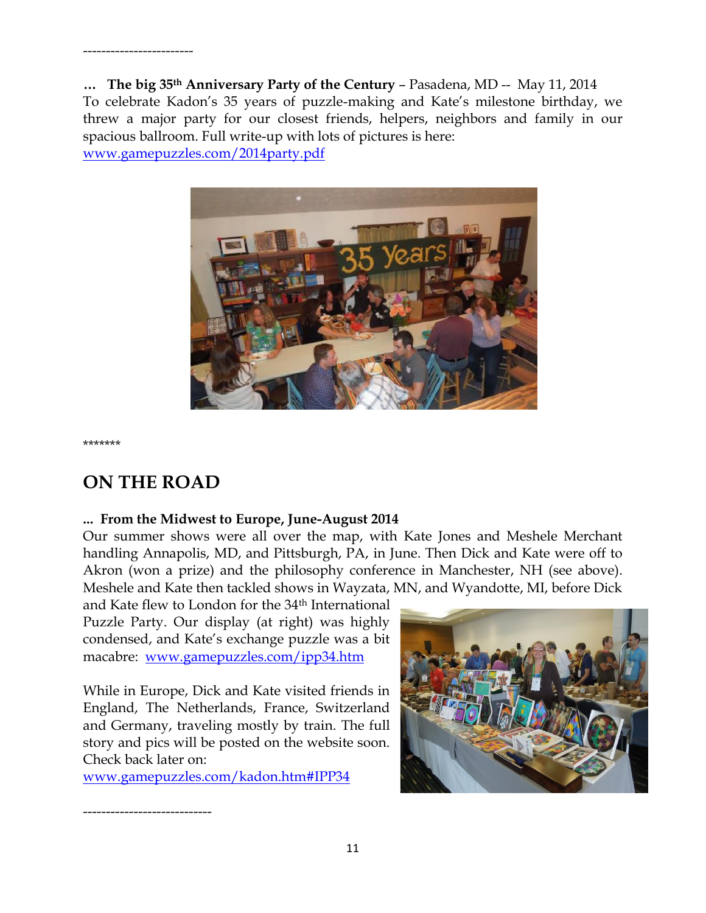------------------------

**... The big 35th Anniversary Party of the Century** – Pasadena, MD -- May 11, 2014
To celebrate Kadon's 35 years of puzzle-making and Kate's milestone birthday, we threw a major party for our closest friends, helpers, neighbors and family in our spacious ballroom. Full write-up with lots of pictures is here:
www.gamepuzzles.com/2014party.pdf

*******

## ON THE ROAD

**... From the Midwest to Europe, June-August 2014**
Our summer shows were all over the map, with Kate Jones and Meshele Merchant handling Annapolis, MD, and Pittsburgh, PA, in June. Then Dick and Kate were off to Akron (won a prize) and the philosophy conference in Manchester, NH (see above). Meshele and Kate then tackled shows in Wayzata, MN, and Wyandotte, MI, before Dick and Kate flew to London for the 34th International Puzzle Party. Our display (at right) was highly condensed, and Kate's exchange puzzle was a bit macabre: www.gamepuzzles.com/ipp34.htm

While in Europe, Dick and Kate visited friends in England, The Netherlands, France, Switzerland and Germany, traveling mostly by train. The full story and pics will be posted on the website soon. Check back later on:
www.gamepuzzles.com/kadon.htm#IPP34

----------------------------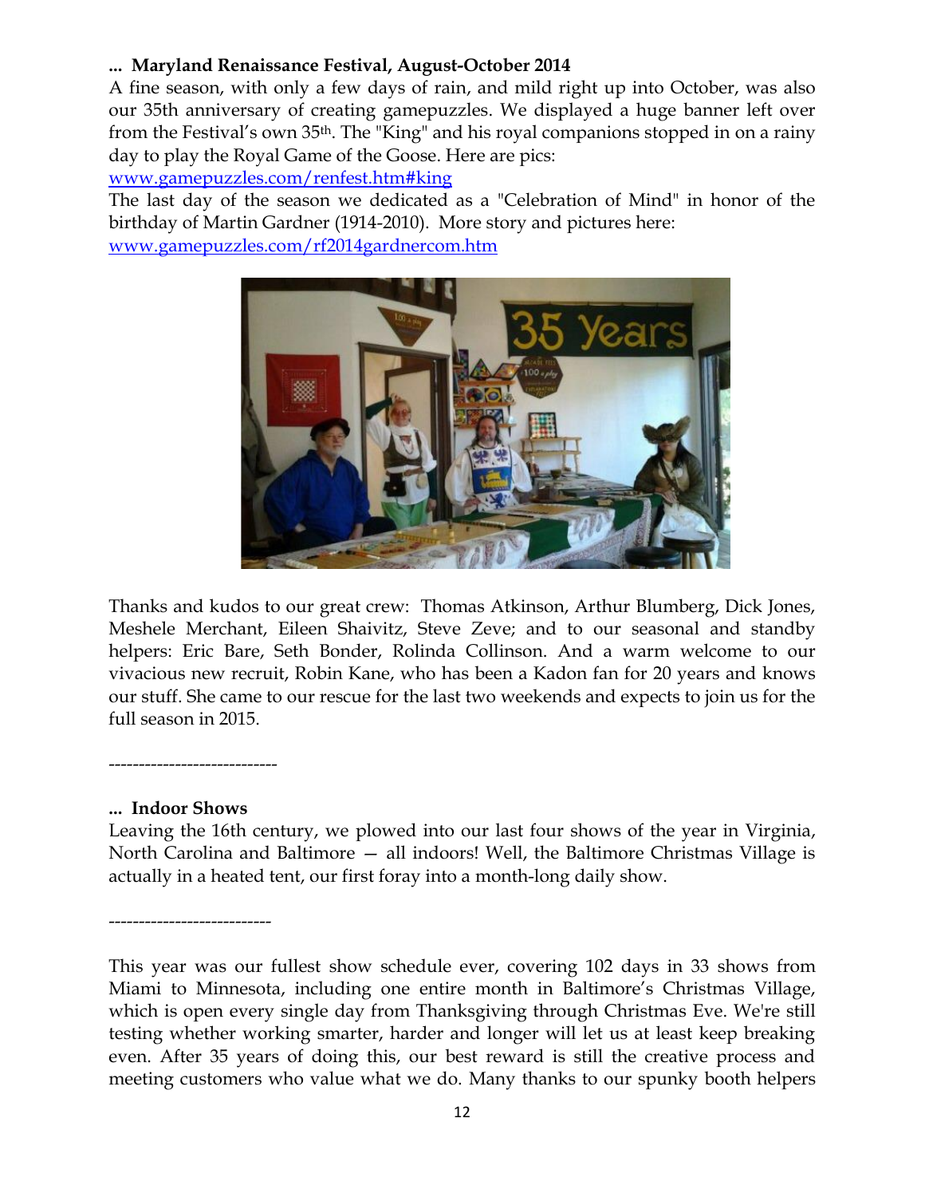**... Maryland Renaissance Festival, August-October 2014**

A fine season, with only a few days of rain, and mild right up into October, was also our 35th anniversary of creating gamepuzzles. We displayed a huge banner left over from the Festival's own 35th. The "King" and his royal companions stopped in on a rainy day to play the Royal Game of the Goose. Here are pics:
www.gamepuzzles.com/renfest.htm#king

The last day of the season we dedicated as a "Celebration of Mind" in honor of the birthday of Martin Gardner (1914-2010). More story and pictures here:
www.gamepuzzles.com/rf2014gardnercom.htm

Thanks and kudos to our great crew: Thomas Atkinson, Arthur Blumberg, Dick Jones, Meshele Merchant, Eileen Shaivitz, Steve Zeve; and to our seasonal and standby helpers: Eric Bare, Seth Bonder, Rolinda Collinson. And a warm welcome to our vivacious new recruit, Robin Kane, who has been a Kadon fan for 20 years and knows our stuff. She came to our rescue for the last two weekends and expects to join us for the full season in 2015.

----------------------------

**... Indoor Shows**

Leaving the 16th century, we plowed into our last four shows of the year in Virginia, North Carolina and Baltimore — all indoors! Well, the Baltimore Christmas Village is actually in a heated tent, our first foray into a month-long daily show.

---------------------------

This year was our fullest show schedule ever, covering 102 days in 33 shows from Miami to Minnesota, including one entire month in Baltimore's Christmas Village, which is open every single day from Thanksgiving through Christmas Eve. We're still testing whether working smarter, harder and longer will let us at least keep breaking even. After 35 years of doing this, our best reward is still the creative process and meeting customers who value what we do. Many thanks to our spunky booth helpers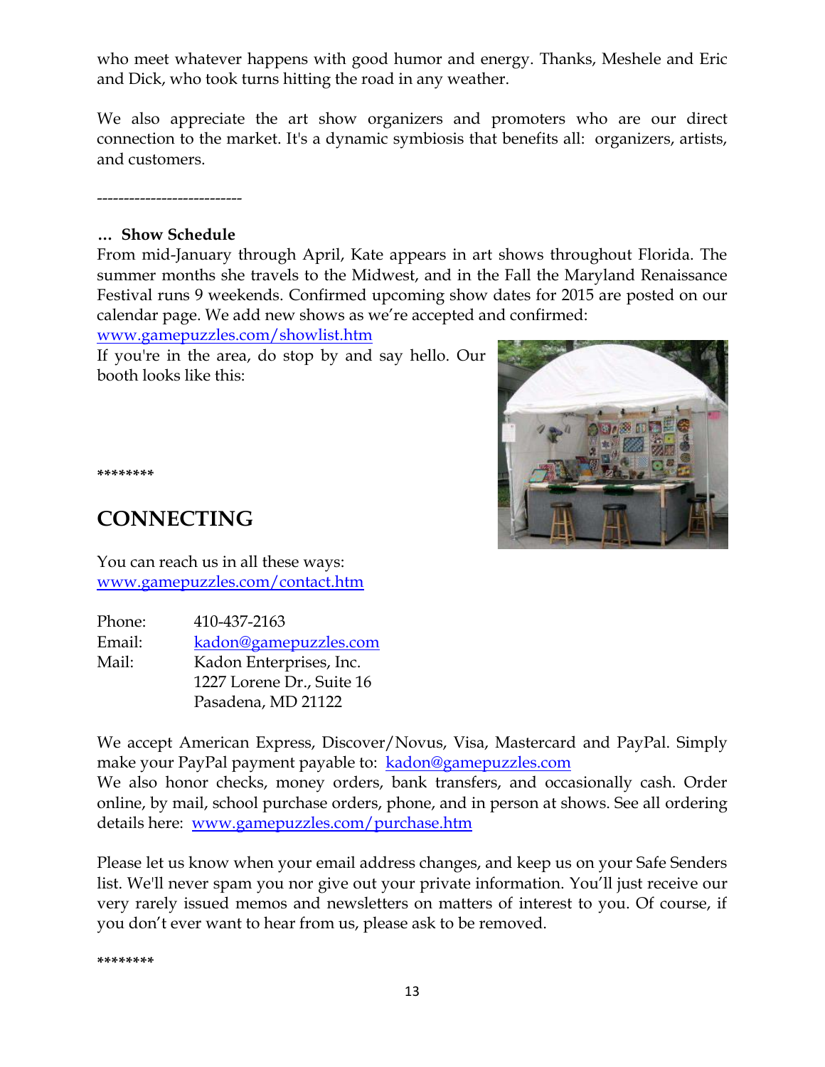who meet whatever happens with good humor and energy. Thanks, Meshele and Eric and Dick, who took turns hitting the road in any weather.

We also appreciate the art show organizers and promoters who are our direct connection to the market. It's a dynamic symbiosis that benefits all: organizers, artists, and customers.

---------------------------

**… Show Schedule**

From mid-January through April, Kate appears in art shows throughout Florida. The summer months she travels to the Midwest, and in the Fall the Maryland Renaissance Festival runs 9 weekends. Confirmed upcoming show dates for 2015 are posted on our calendar page. We add new shows as we're accepted and confirmed:
www.gamepuzzles.com/showlist.htm

If you're in the area, do stop by and say hello. Our booth looks like this:

********

## CONNECTING

You can reach us in all these ways:
www.gamepuzzles.com/contact.htm

| | |
|---|---|
| Phone: | 410-437-2163 |
| Email: | kadon@gamepuzzles.com |
| Mail: | Kadon Enterprises, Inc.<br>1227 Lorene Dr., Suite 16<br>Pasadena, MD 21122 |

We accept American Express, Discover/Novus, Visa, Mastercard and PayPal. Simply make your PayPal payment payable to: kadon@gamepuzzles.com
We also honor checks, money orders, bank transfers, and occasionally cash. Order online, by mail, school purchase orders, phone, and in person at shows. See all ordering details here: www.gamepuzzles.com/purchase.htm

Please let us know when your email address changes, and keep us on your Safe Senders list. We'll never spam you nor give out your private information. You'll just receive our very rarely issued memos and newsletters on matters of interest to you. Of course, if you don't ever want to hear from us, please ask to be removed.

********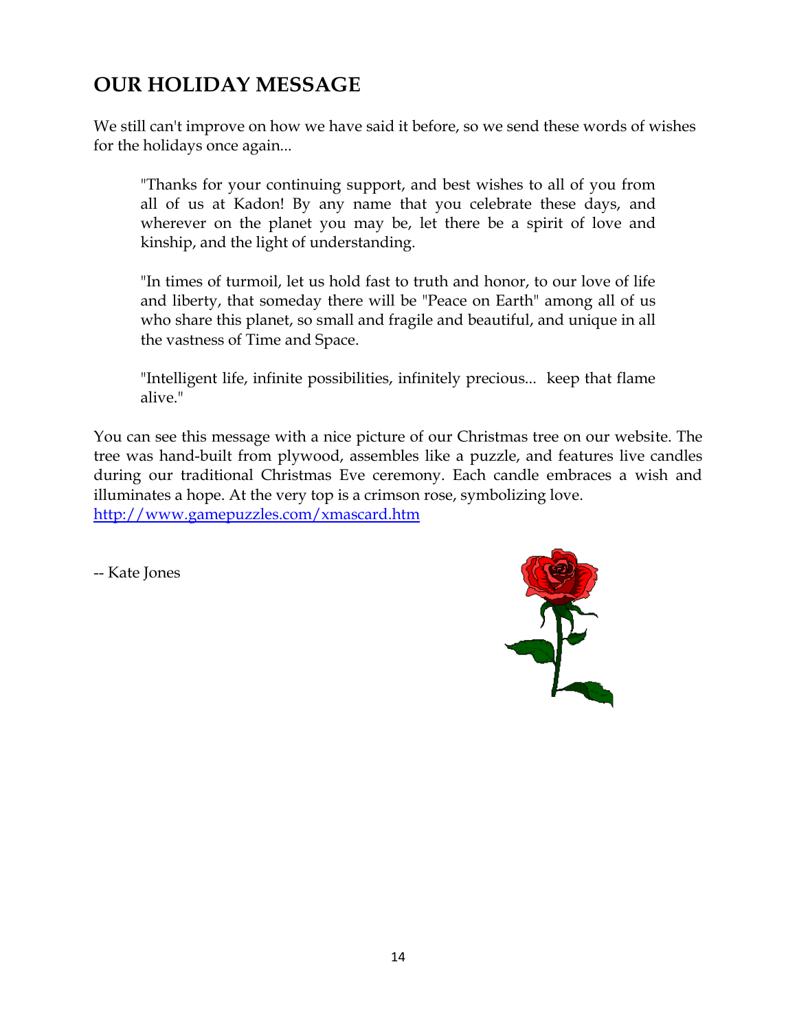## OUR HOLIDAY MESSAGE

We still can't improve on how we have said it before, so we send these words of wishes for the holidays once again...

> "Thanks for your continuing support, and best wishes to all of you from all of us at Kadon! By any name that you celebrate these days, and wherever on the planet you may be, let there be a spirit of love and kinship, and the light of understanding.
>
> "In times of turmoil, let us hold fast to truth and honor, to our love of life and liberty, that someday there will be "Peace on Earth" among all of us who share this planet, so small and fragile and beautiful, and unique in all the vastness of Time and Space.
>
> "Intelligent life, infinite possibilities, infinitely precious... keep that flame alive."

You can see this message with a nice picture of our Christmas tree on our website. The tree was hand-built from plywood, assembles like a puzzle, and features live candles during our traditional Christmas Eve ceremony. Each candle embraces a wish and illuminates a hope. At the very top is a crimson rose, symbolizing love.
[http://www.gamepuzzles.com/xmascard.htm](http://www.gamepuzzles.com/xmascard.htm)

-- Kate Jones